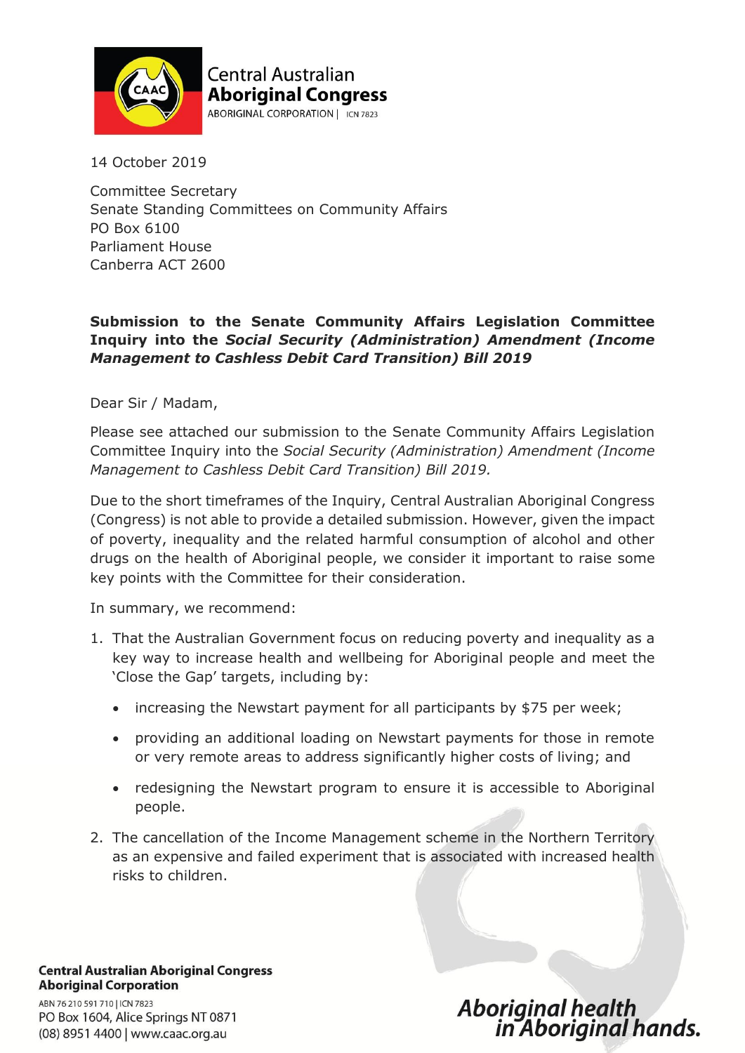Central Australian **Aboriginal Congress**
ABORIGINAL CORPORATION | ICN 7823

14 October 2019

Committee Secretary
Senate Standing Committees on Community Affairs
PO Box 6100
Parliament House
Canberra ACT 2600

**Submission to the Senate Community Affairs Legislation Committee Inquiry into the *Social Security (Administration) Amendment (Income Management to Cashless Debit Card Transition) Bill 2019***

Dear Sir / Madam,

Please see attached our submission to the Senate Community Affairs Legislation Committee Inquiry into the *Social Security (Administration) Amendment (Income Management to Cashless Debit Card Transition) Bill 2019.*

Due to the short timeframes of the Inquiry, Central Australian Aboriginal Congress (Congress) is not able to provide a detailed submission. However, given the impact of poverty, inequality and the related harmful consumption of alcohol and other drugs on the health of Aboriginal people, we consider it important to raise some key points with the Committee for their consideration.

In summary, we recommend:

1. That the Australian Government focus on reducing poverty and inequality as a key way to increase health and wellbeing for Aboriginal people and meet the 'Close the Gap' targets, including by:
   - increasing the Newstart payment for all participants by $75 per week;
   - providing an additional loading on Newstart payments for those in remote or very remote areas to address significantly higher costs of living; and
   - redesigning the Newstart program to ensure it is accessible to Aboriginal people.
2. The cancellation of the Income Management scheme in the Northern Territory as an expensive and failed experiment that is associated with increased health risks to children.

**Central Australian Aboriginal Congress Aboriginal Corporation**
ABN 76 210 591 710 | ICN 7823
PO Box 1604, Alice Springs NT 0871
(08) 8951 4400 | www.caac.org.au

*Aboriginal health in Aboriginal hands.*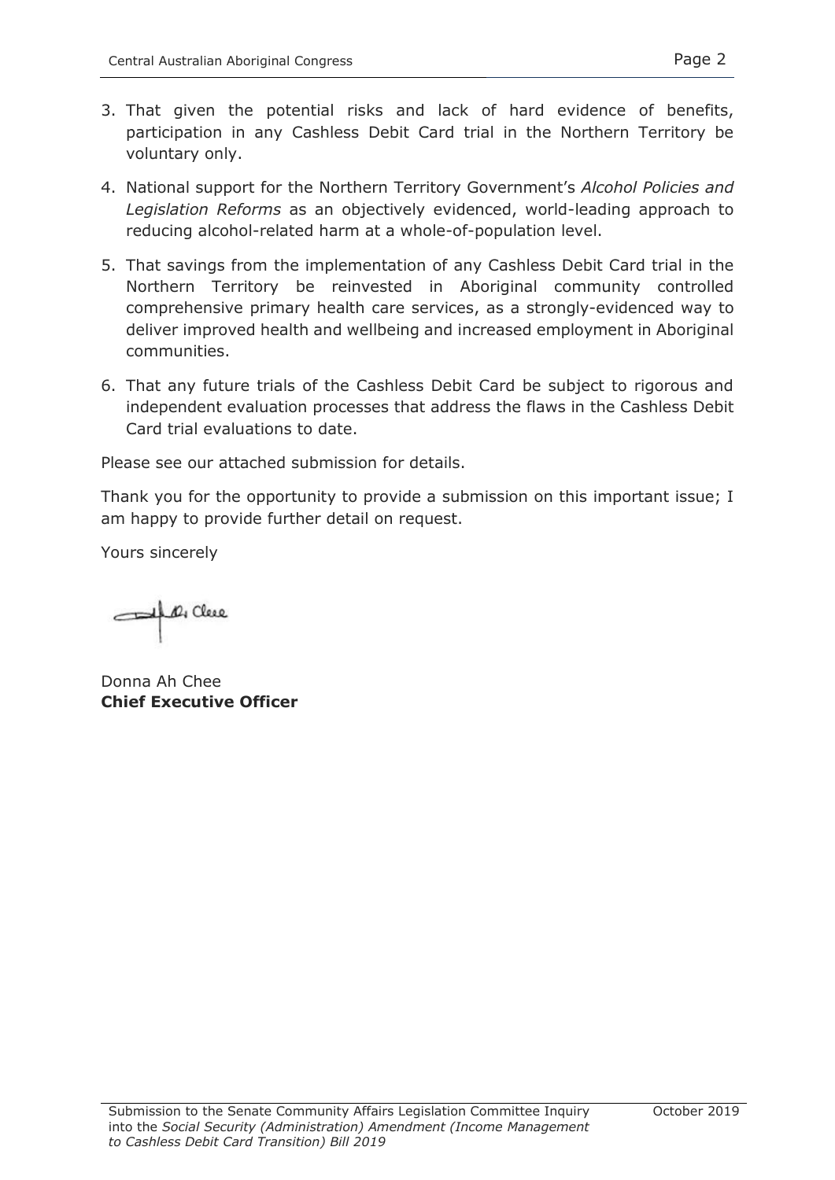3. That given the potential risks and lack of hard evidence of benefits, participation in any Cashless Debit Card trial in the Northern Territory be voluntary only.
4. National support for the Northern Territory Government's *Alcohol Policies and Legislation Reforms* as an objectively evidenced, world-leading approach to reducing alcohol-related harm at a whole-of-population level.
5. That savings from the implementation of any Cashless Debit Card trial in the Northern Territory be reinvested in Aboriginal community controlled comprehensive primary health care services, as a strongly-evidenced way to deliver improved health and wellbeing and increased employment in Aboriginal communities.
6. That any future trials of the Cashless Debit Card be subject to rigorous and independent evaluation processes that address the flaws in the Cashless Debit Card trial evaluations to date.

Please see our attached submission for details.

Thank you for the opportunity to provide a submission on this important issue; I am happy to provide further detail on request.

Yours sincerely

Donna Ah Chee
**Chief Executive Officer**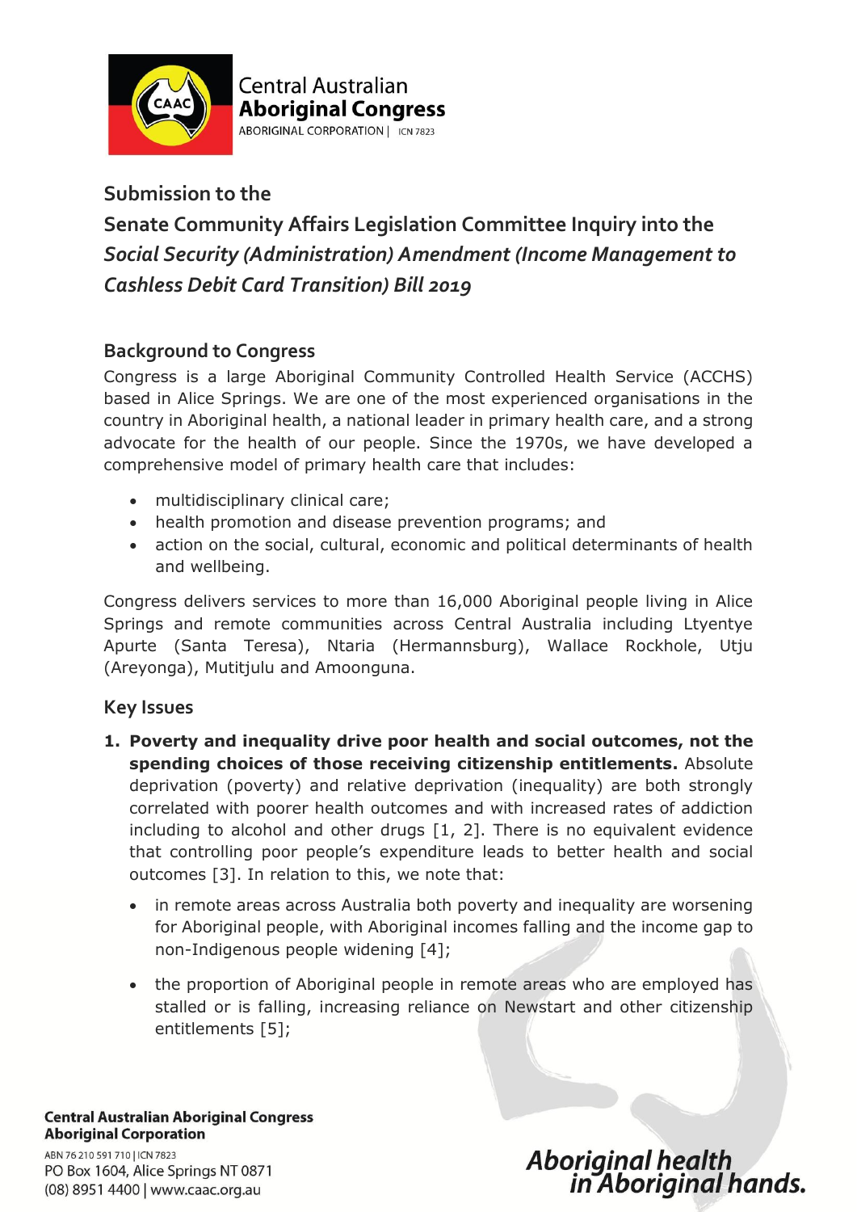## Submission to the Senate Community Affairs Legislation Committee Inquiry into the *Social Security (Administration) Amendment (Income Management to Cashless Debit Card Transition) Bill 2019*

### Background to Congress

Congress is a large Aboriginal Community Controlled Health Service (ACCHS) based in Alice Springs. We are one of the most experienced organisations in the country in Aboriginal health, a national leader in primary health care, and a strong advocate for the health of our people. Since the 1970s, we have developed a comprehensive model of primary health care that includes:

- multidisciplinary clinical care;
- health promotion and disease prevention programs; and
- action on the social, cultural, economic and political determinants of health and wellbeing.

Congress delivers services to more than 16,000 Aboriginal people living in Alice Springs and remote communities across Central Australia including Ltyentye Apurte (Santa Teresa), Ntaria (Hermannsburg), Wallace Rockhole, Utju (Areyonga), Mutitjulu and Amoonguna.

### Key Issues

1. **Poverty and inequality drive poor health and social outcomes, not the spending choices of those receiving citizenship entitlements.** Absolute deprivation (poverty) and relative deprivation (inequality) are both strongly correlated with poorer health outcomes and with increased rates of addiction including to alcohol and other drugs [1, 2]. There is no equivalent evidence that controlling poor people's expenditure leads to better health and social outcomes [3]. In relation to this, we note that:
   - in remote areas across Australia both poverty and inequality are worsening for Aboriginal people, with Aboriginal incomes falling and the income gap to non-Indigenous people widening [4];
   - the proportion of Aboriginal people in remote areas who are employed has stalled or is falling, increasing reliance on Newstart and other citizenship entitlements [5];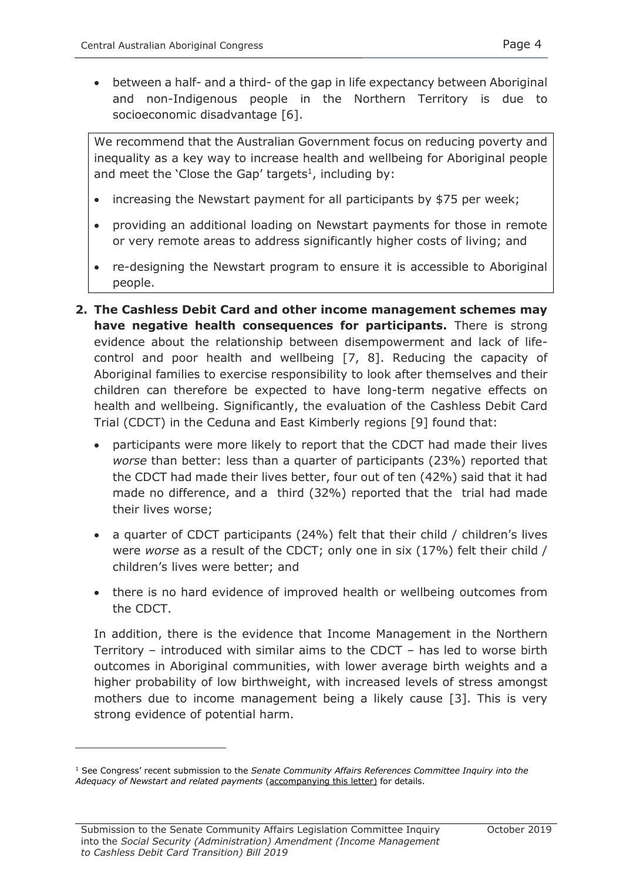- between a half- and a third- of the gap in life expectancy between Aboriginal and non-Indigenous people in the Northern Territory is due to socioeconomic disadvantage [6].

> We recommend that the Australian Government focus on reducing poverty and inequality as a key way to increase health and wellbeing for Aboriginal people and meet the 'Close the Gap' targets[1], including by:
>
> - increasing the Newstart payment for all participants by $75 per week;
> - providing an additional loading on Newstart payments for those in remote or very remote areas to address significantly higher costs of living; and
> - re-designing the Newstart program to ensure it is accessible to Aboriginal people.

2. **The Cashless Debit Card and other income management schemes may have negative health consequences for participants.** There is strong evidence about the relationship between disempowerment and lack of life-control and poor health and wellbeing [7, 8]. Reducing the capacity of Aboriginal families to exercise responsibility to look after themselves and their children can therefore be expected to have long-term negative effects on health and wellbeing. Significantly, the evaluation of the Cashless Debit Card Trial (CDCT) in the Ceduna and East Kimberly regions [9] found that:

   - participants were more likely to report that the CDCT had made their lives *worse* than better: less than a quarter of participants (23%) reported that the CDCT had made their lives better, four out of ten (42%) said that it had made no difference, and a third (32%) reported that the trial had made their lives worse;
   - a quarter of CDCT participants (24%) felt that their child / children's lives were *worse* as a result of the CDCT; only one in six (17%) felt their child / children's lives were better; and
   - there is no hard evidence of improved health or wellbeing outcomes from the CDCT.

   In addition, there is the evidence that Income Management in the Northern Territory – introduced with similar aims to the CDCT – has led to worse birth outcomes in Aboriginal communities, with lower average birth weights and a higher probability of low birthweight, with increased levels of stress amongst mothers due to income management being a likely cause [3]. This is very strong evidence of potential harm.

---

[1] See Congress' recent submission to the *Senate Community Affairs References Committee Inquiry into the Adequacy of Newstart and related payments* (accompanying this letter) for details.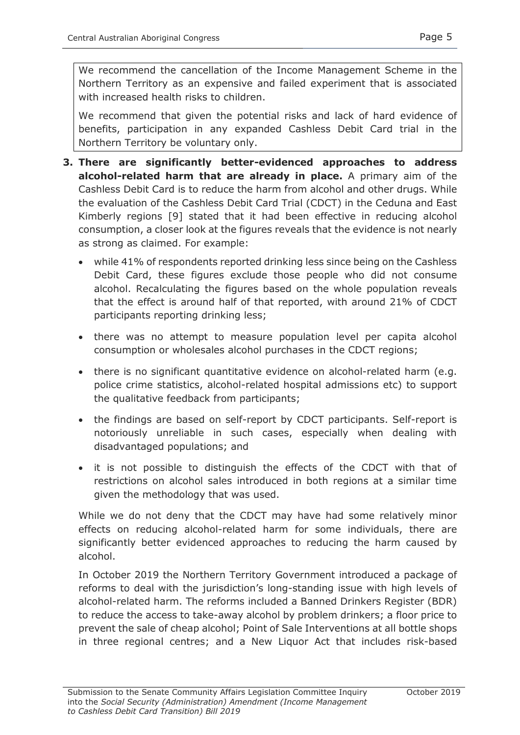We recommend the cancellation of the Income Management Scheme in the Northern Territory as an expensive and failed experiment that is associated with increased health risks to children.

We recommend that given the potential risks and lack of hard evidence of benefits, participation in any expanded Cashless Debit Card trial in the Northern Territory be voluntary only.

3. **There are significantly better-evidenced approaches to address alcohol-related harm that are already in place.** A primary aim of the Cashless Debit Card is to reduce the harm from alcohol and other drugs. While the evaluation of the Cashless Debit Card Trial (CDCT) in the Ceduna and East Kimberly regions [9] stated that it had been effective in reducing alcohol consumption, a closer look at the figures reveals that the evidence is not nearly as strong as claimed. For example:

   - while 41% of respondents reported drinking less since being on the Cashless Debit Card, these figures exclude those people who did not consume alcohol. Recalculating the figures based on the whole population reveals that the effect is around half of that reported, with around 21% of CDCT participants reporting drinking less;
   - there was no attempt to measure population level per capita alcohol consumption or wholesales alcohol purchases in the CDCT regions;
   - there is no significant quantitative evidence on alcohol-related harm (e.g. police crime statistics, alcohol-related hospital admissions etc) to support the qualitative feedback from participants;
   - the findings are based on self-report by CDCT participants. Self-report is notoriously unreliable in such cases, especially when dealing with disadvantaged populations; and
   - it is not possible to distinguish the effects of the CDCT with that of restrictions on alcohol sales introduced in both regions at a similar time given the methodology that was used.

   While we do not deny that the CDCT may have had some relatively minor effects on reducing alcohol-related harm for some individuals, there are significantly better evidenced approaches to reducing the harm caused by alcohol.

   In October 2019 the Northern Territory Government introduced a package of reforms to deal with the jurisdiction's long-standing issue with high levels of alcohol-related harm. The reforms included a Banned Drinkers Register (BDR) to reduce the access to take-away alcohol by problem drinkers; a floor price to prevent the sale of cheap alcohol; Point of Sale Interventions at all bottle shops in three regional centres; and a New Liquor Act that includes risk-based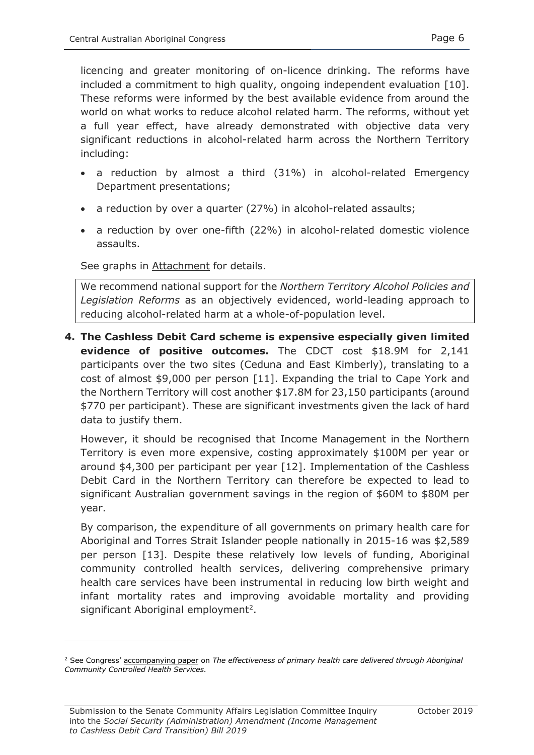licencing and greater monitoring of on-licence drinking. The reforms have included a commitment to high quality, ongoing independent evaluation [10]. These reforms were informed by the best available evidence from around the world on what works to reduce alcohol related harm. The reforms, without yet a full year effect, have already demonstrated with objective data very significant reductions in alcohol-related harm across the Northern Territory including:

- a reduction by almost a third (31%) in alcohol-related Emergency Department presentations;
- a reduction by over a quarter (27%) in alcohol-related assaults;
- a reduction by over one-fifth (22%) in alcohol-related domestic violence assaults.

See graphs in Attachment for details.

> We recommend national support for the *Northern Territory Alcohol Policies and Legislation Reforms* as an objectively evidenced, world-leading approach to reducing alcohol-related harm at a whole-of-population level.

4. **The Cashless Debit Card scheme is expensive especially given limited evidence of positive outcomes.** The CDCT cost $18.9M for 2,141 participants over the two sites (Ceduna and East Kimberly), translating to a cost of almost $9,000 per person [11]. Expanding the trial to Cape York and the Northern Territory will cost another $17.8M for 23,150 participants (around $770 per participant). These are significant investments given the lack of hard data to justify them.

   However, it should be recognised that Income Management in the Northern Territory is even more expensive, costing approximately $100M per year or around $4,300 per participant per year [12]. Implementation of the Cashless Debit Card in the Northern Territory can therefore be expected to lead to significant Australian government savings in the region of $60M to $80M per year.

   By comparison, the expenditure of all governments on primary health care for Aboriginal and Torres Strait Islander people nationally in 2015-16 was $2,589 per person [13]. Despite these relatively low levels of funding, Aboriginal community controlled health services, delivering comprehensive primary health care services have been instrumental in reducing low birth weight and infant mortality rates and improving avoidable mortality and providing significant Aboriginal employment[2].

[2] See Congress' accompanying paper on *The effectiveness of primary health care delivered through Aboriginal Community Controlled Health Services*.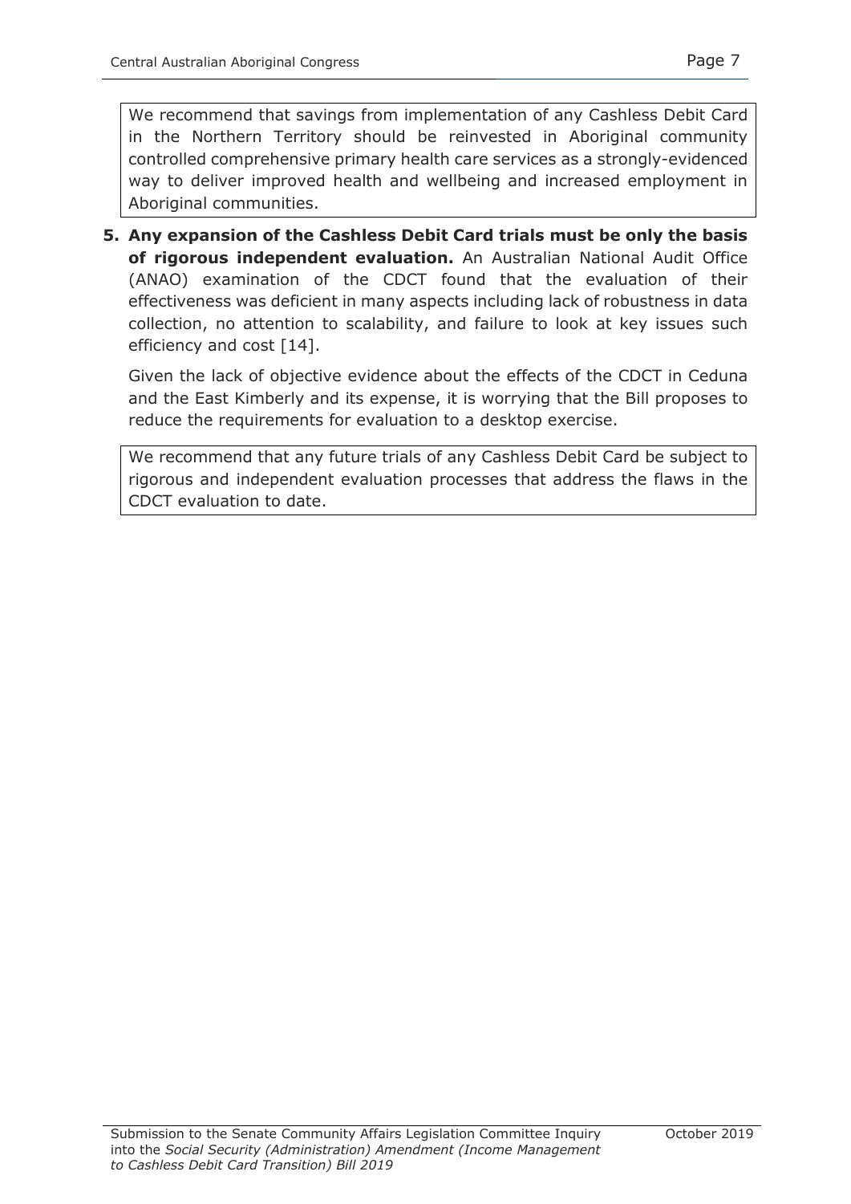We recommend that savings from implementation of any Cashless Debit Card in the Northern Territory should be reinvested in Aboriginal community controlled comprehensive primary health care services as a strongly-evidenced way to deliver improved health and wellbeing and increased employment in Aboriginal communities.

5. **Any expansion of the Cashless Debit Card trials must be only the basis of rigorous independent evaluation.** An Australian National Audit Office (ANAO) examination of the CDCT found that the evaluation of their effectiveness was deficient in many aspects including lack of robustness in data collection, no attention to scalability, and failure to look at key issues such efficiency and cost [14].

   Given the lack of objective evidence about the effects of the CDCT in Ceduna and the East Kimberly and its expense, it is worrying that the Bill proposes to reduce the requirements for evaluation to a desktop exercise.

   We recommend that any future trials of any Cashless Debit Card be subject to rigorous and independent evaluation processes that address the flaws in the CDCT evaluation to date.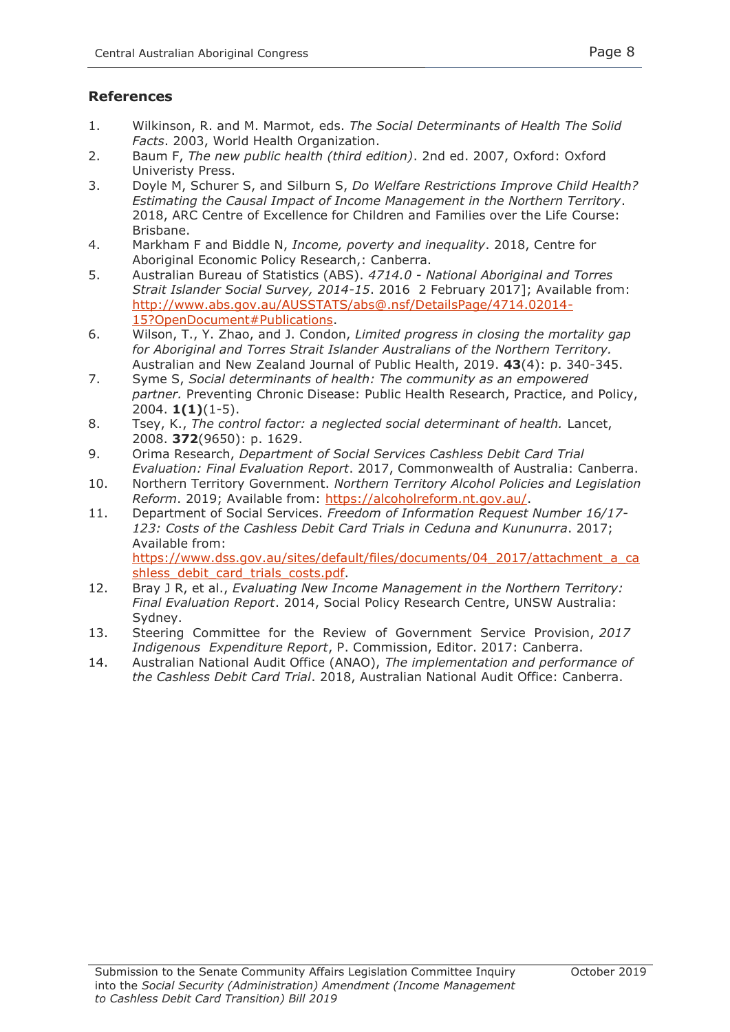## References

1. Wilkinson, R. and M. Marmot, eds. *The Social Determinants of Health The Solid Facts*. 2003, World Health Organization.
2. Baum F, *The new public health (third edition)*. 2nd ed. 2007, Oxford: Oxford Univeristy Press.
3. Doyle M, Schurer S, and Silburn S, *Do Welfare Restrictions Improve Child Health? Estimating the Causal Impact of Income Management in the Northern Territory*. 2018, ARC Centre of Excellence for Children and Families over the Life Course: Brisbane.
4. Markham F and Biddle N, *Income, poverty and inequality*. 2018, Centre for Aboriginal Economic Policy Research,: Canberra.
5. Australian Bureau of Statistics (ABS). *4714.0 - National Aboriginal and Torres Strait Islander Social Survey, 2014-15*. 2016  2 February 2017]; Available from: http://www.abs.gov.au/AUSSTATS/abs@.nsf/DetailsPage/4714.02014-15?OpenDocument#Publications.
6. Wilson, T., Y. Zhao, and J. Condon, *Limited progress in closing the mortality gap for Aboriginal and Torres Strait Islander Australians of the Northern Territory.* Australian and New Zealand Journal of Public Health, 2019. **43**(4): p. 340-345.
7. Syme S, *Social determinants of health: The community as an empowered partner.* Preventing Chronic Disease: Public Health Research, Practice, and Policy, 2004. **1(1)**(1-5).
8. Tsey, K., *The control factor: a neglected social determinant of health.* Lancet, 2008. **372**(9650): p. 1629.
9. Orima Research, *Department of Social Services Cashless Debit Card Trial Evaluation: Final Evaluation Report*. 2017, Commonwealth of Australia: Canberra.
10. Northern Territory Government. *Northern Territory Alcohol Policies and Legislation Reform*. 2019; Available from: https://alcoholreform.nt.gov.au/.
11. Department of Social Services. *Freedom of Information Request Number 16/17-123: Costs of the Cashless Debit Card Trials in Ceduna and Kununurra*. 2017; Available from: https://www.dss.gov.au/sites/default/files/documents/04_2017/attachment_a_cashless_debit_card_trials_costs.pdf.
12. Bray J R, et al., *Evaluating New Income Management in the Northern Territory: Final Evaluation Report*. 2014, Social Policy Research Centre, UNSW Australia: Sydney.
13. Steering Committee for the Review of Government Service Provision, *2017 Indigenous Expenditure Report*, P. Commission, Editor. 2017: Canberra.
14. Australian National Audit Office (ANAO), *The implementation and performance of the Cashless Debit Card Trial*. 2018, Australian National Audit Office: Canberra.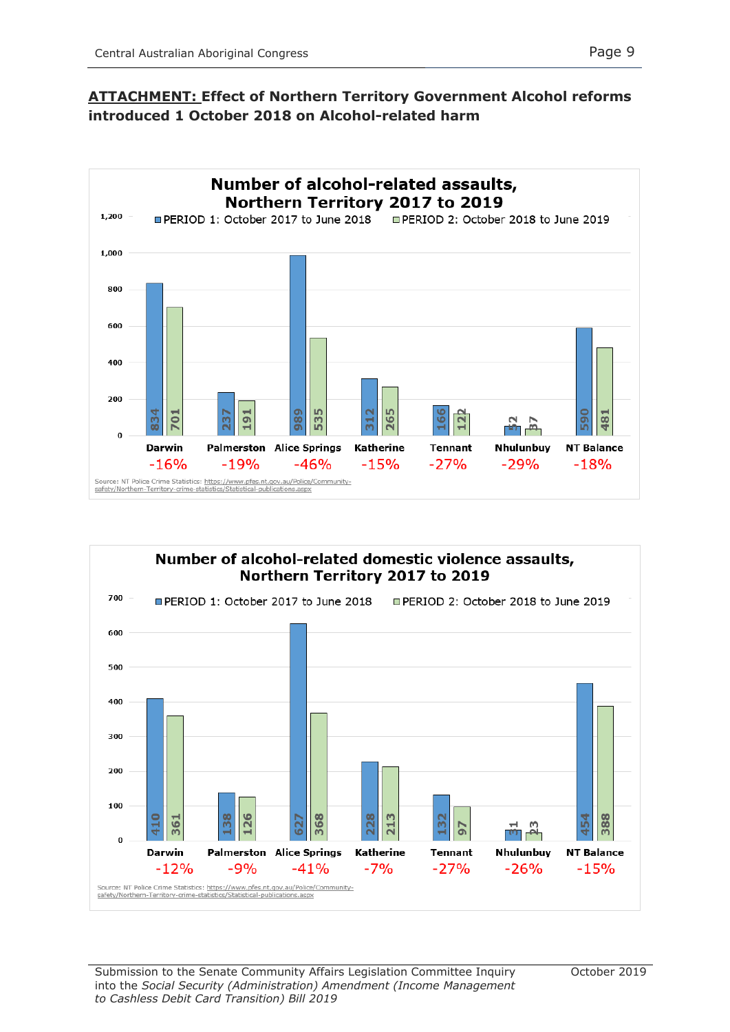**ATTACHMENT: Effect of Northern Territory Government Alcohol reforms introduced 1 October 2018 on Alcohol-related harm**

**Number of alcohol-related assaults, Northern Territory 2017 to 2019**

| | Darwin | Palmerston | Alice Springs | Katherine | Tennant | Nhulunbuy | NT Balance |
|---|---|---|---|---|---|---|---|
| PERIOD 1: October 2017 to June 2018 | 834 | 237 | 989 | 312 | 166 | 52 | 590 |
| PERIOD 2: October 2018 to June 2019 | 701 | 191 | 535 | 265 | 122 | 37 | 481 |
| Change | -16% | -19% | -46% | -15% | -27% | -29% | -18% |

Source: NT Police Crime Statistics: https://www.pfes.nt.gov.au/Police/Community-safety/Northern-Territory-crime-statistics/Statistical-publications.aspx

**Number of alcohol-related domestic violence assaults, Northern Territory 2017 to 2019**

| | Darwin | Palmerston | Alice Springs | Katherine | Tennant | Nhulunbuy | NT Balance |
|---|---|---|---|---|---|---|---|
| PERIOD 1: October 2017 to June 2018 | 410 | 138 | 627 | 228 | 132 | 31 | 454 |
| PERIOD 2: October 2018 to June 2019 | 361 | 126 | 368 | 213 | 97 | 23 | 388 |
| Change | -12% | -9% | -41% | -7% | -27% | -26% | -15% |

Source: NT Police Crime Statistics: https://www.pfes.nt.gov.au/Police/Community-safety/Northern-Territory-crime-statistics/Statistical-publications.aspx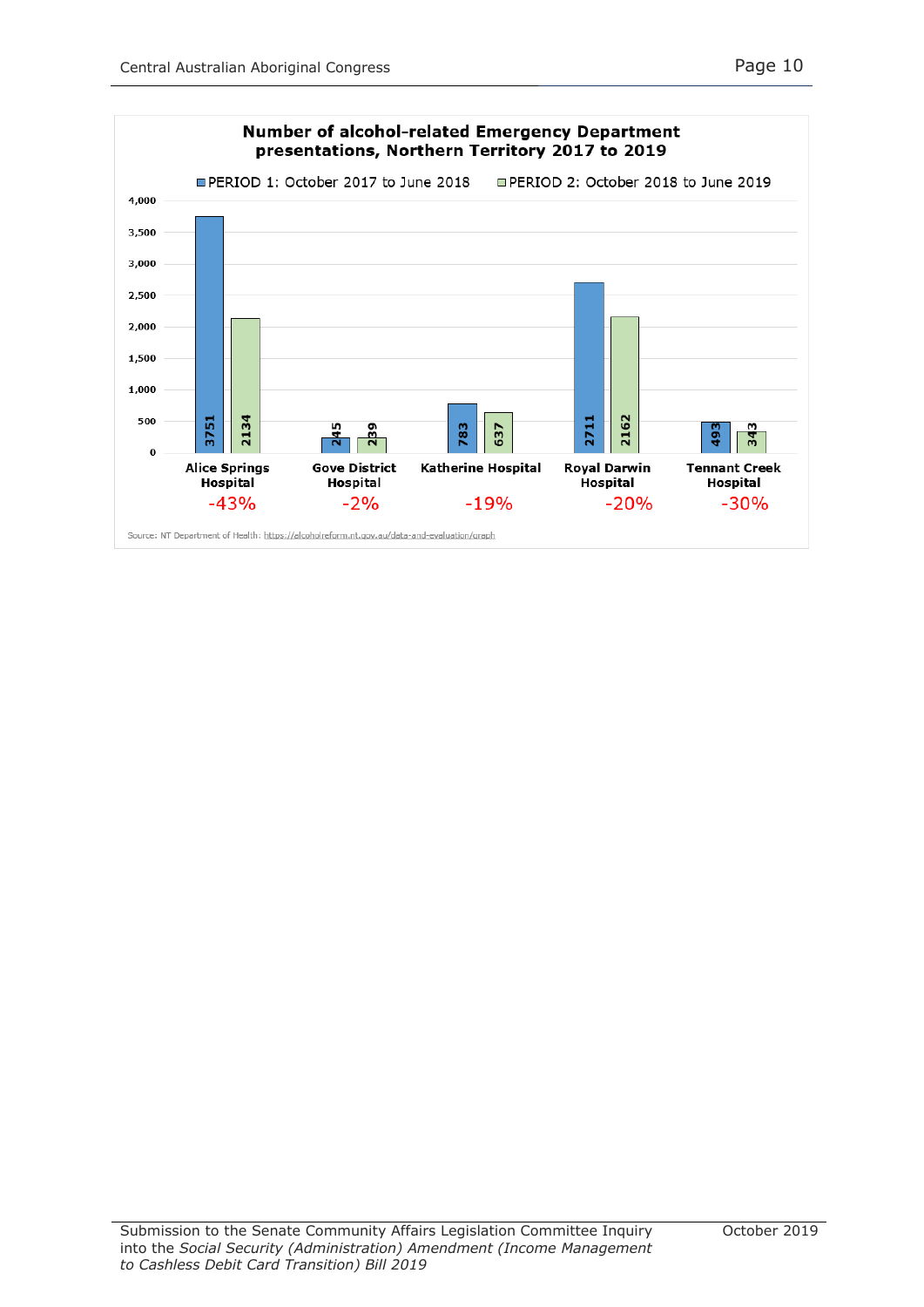**Number of alcohol-related Emergency Department presentations, Northern Territory 2017 to 2019**

PERIOD 1: October 2017 to June 2018

PERIOD 2: October 2018 to June 2019

4,000
3,500
3,000
2,500
2,000
1,500
1,000
500
0

Alice Springs Hospital: 3751, 2134, -43%

Gove District Hospital: 245, 239, -2%

Katherine Hospital: 783, 637, -19%

Royal Darwin Hospital: 2711, 2162, -20%

Tennant Creek Hospital: 493, 343, -30%

Source: NT Department of Health: https://alcoholreform.nt.gov.au/data-and-evaluation/graph